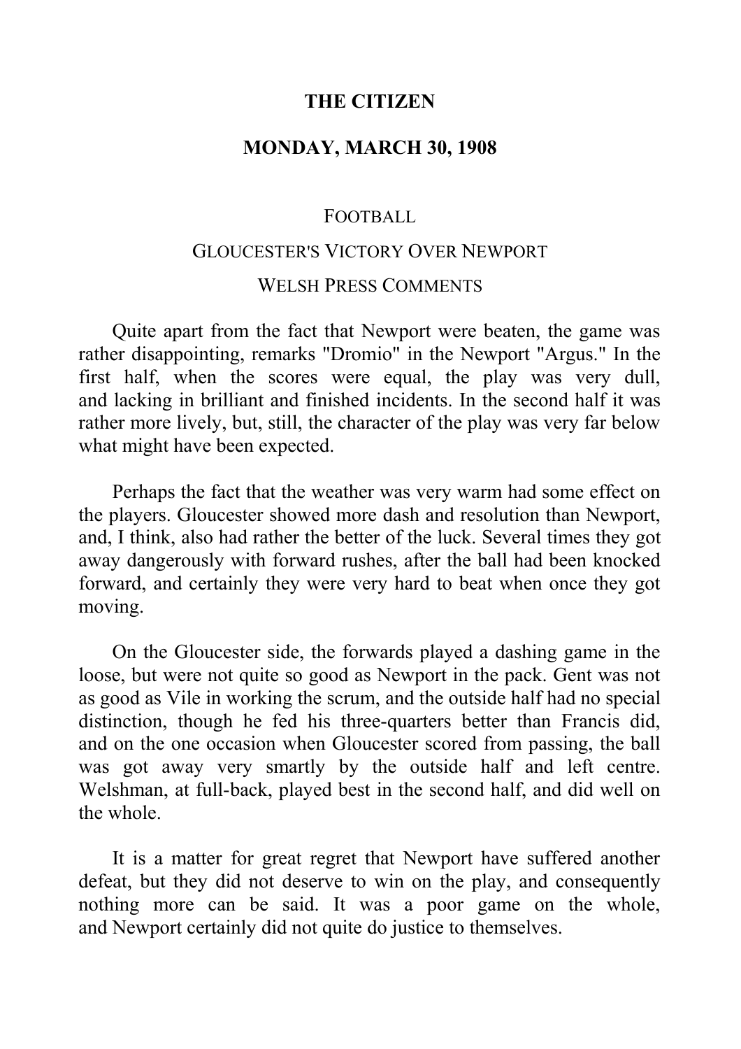# THE CITIZEN

## MONDAY, MARCH 30, 1908

### FOOTBALL

### GLOUCESTER'S VICTORY OVER NEWPORT

### WELSH PRESS COMMENTS

Quite apart from the fact that Newport were beaten, the game was rather disappointing, remarks "Dromio" in the Newport "Argus." In the first half, when the scores were equal, the play was very dull, and lacking in brilliant and finished incidents. In the second half it was rather more lively, but, still, the character of the play was very far below what might have been expected.

Perhaps the fact that the weather was very warm had some effect on the players. Gloucester showed more dash and resolution than Newport, and, I think, also had rather the better of the luck. Several times they got away dangerously with forward rushes, after the ball had been knocked forward, and certainly they were very hard to beat when once they got moving.

On the Gloucester side, the forwards played a dashing game in the loose, but were not quite so good as Newport in the pack. Gent was not as good as Vile in working the scrum, and the outside half had no special distinction, though he fed his three-quarters better than Francis did, and on the one occasion when Gloucester scored from passing, the ball was got away very smartly by the outside half and left centre. Welshman, at full-back, played best in the second half, and did well on the whole.

It is a matter for great regret that Newport have suffered another defeat, but they did not deserve to win on the play, and consequently nothing more can be said. It was a poor game on the whole, and Newport certainly did not quite do justice to themselves.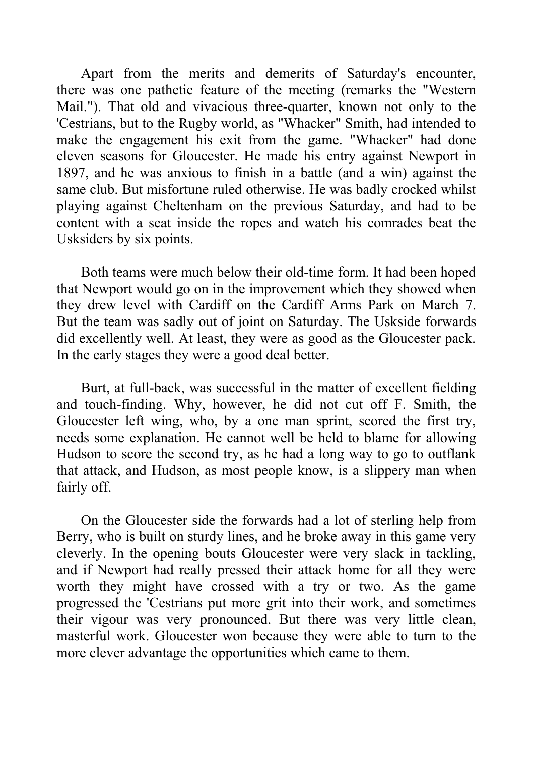Apart from the merits and demerits of Saturday's encounter, there was one pathetic feature of the meeting (remarks the "Western Mail."). That old and vivacious three-quarter, known not only to the 'Cestrians, but to the Rugby world, as "Whacker" Smith, had intended to make the engagement his exit from the game. "Whacker" had done eleven seasons for Gloucester. He made his entry against Newport in 1897, and he was anxious to finish in a battle (and a win) against the same club. But misfortune ruled otherwise. He was badly crocked whilst playing against Cheltenham on the previous Saturday, and had to be content with a seat inside the ropes and watch his comrades beat the Usksiders by six points.

Both teams were much below their old-time form. It had been hoped that Newport would go on in the improvement which they showed when they drew level with Cardiff on the Cardiff Arms Park on March 7. But the team was sadly out of joint on Saturday. The Uskside forwards did excellently well. At least, they were as good as the Gloucester pack. In the early stages they were a good deal better.

Burt, at full-back, was successful in the matter of excellent fielding and touch-finding. Why, however, he did not cut off F. Smith, the Gloucester left wing, who, by a one man sprint, scored the first try, needs some explanation. He cannot well be held to blame for allowing Hudson to score the second try, as he had a long way to go to outflank that attack, and Hudson, as most people know, is a slippery man when fairly off.

On the Gloucester side the forwards had a lot of sterling help from Berry, who is built on sturdy lines, and he broke away in this game very cleverly. In the opening bouts Gloucester were very slack in tackling, and if Newport had really pressed their attack home for all they were worth they might have crossed with a try or two. As the game progressed the 'Cestrians put more grit into their work, and sometimes their vigour was very pronounced. But there was very little clean, masterful work. Gloucester won because they were able to turn to the more clever advantage the opportunities which came to them.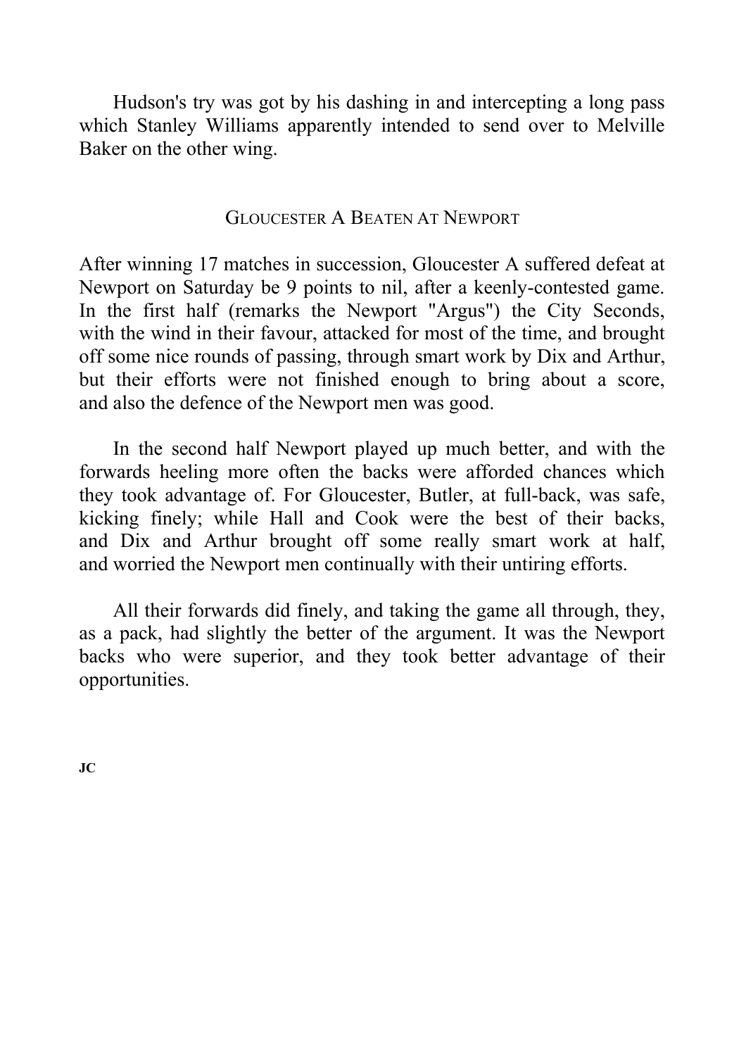Hudson's try was got by his dashing in and intercepting a long pass which Stanley Williams apparently intended to send over to Melville Baker on the other wing.

## GLOUCESTER A BEATEN AT NEWPORT

After winning 17 matches in succession, Gloucester A suffered defeat at Newport on Saturday be 9 points to nil, after a keenly-contested game. In the first half (remarks the Newport "Argus") the City Seconds, with the wind in their favour, attacked for most of the time, and brought off some nice rounds of passing, through smart work by Dix and Arthur, but their efforts were not finished enough to bring about a score, and also the defence of the Newport men was good.

In the second half Newport played up much better, and with the forwards heeling more often the backs were afforded chances which they took advantage of. For Gloucester, Butler, at full-back, was safe, kicking finely; while Hall and Cook were the best of their backs, and Dix and Arthur brought off some really smart work at half, and worried the Newport men continually with their untiring efforts.

All their forwards did finely, and taking the game all through, they, as a pack, had slightly the better of the argument. It was the Newport backs who were superior, and they took better advantage of their opportunities.

**JC**